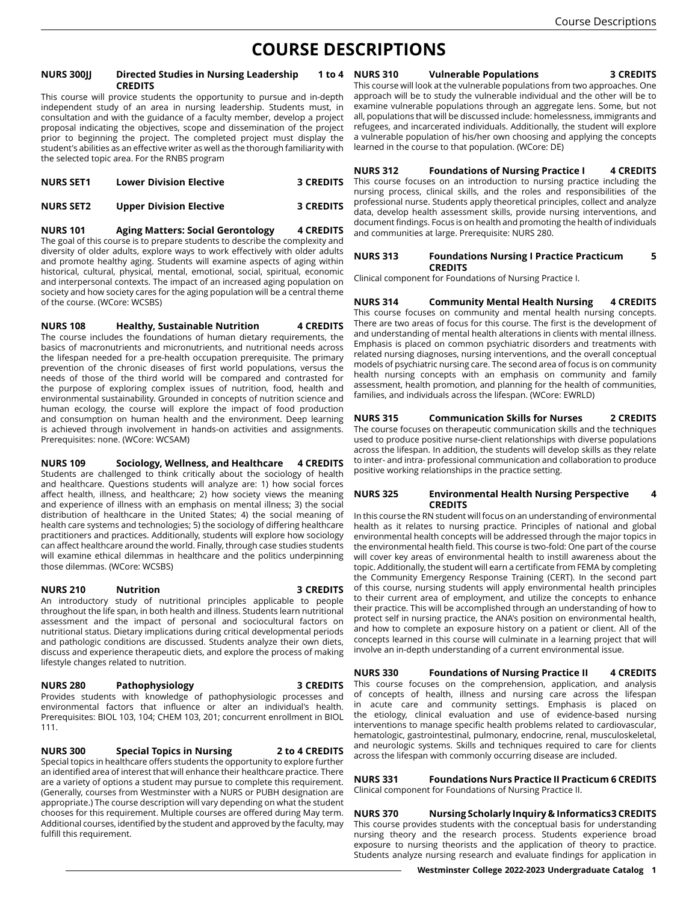# COURSE DESCRIPTIONS

**NURS 300JJ Directed Studies in Nursing Leadership 1 to 4 CREDITS**

This course will provice students the opportunity to pursue and in-depth independent study of an area in nursing leadership. Students must, in consultation and with the guidance of a faculty member, develop a project proposal indicating the objectives, scope and dissemination of the project prior to beginning the project. The completed project must display the student's abilities as an effective writer as well as the thorough familiarity with the selected topic area. For the RNBS program

**NURS SET1 Lower Division Elective 3 CREDITS**

**NURS SET2 Upper Division Elective 3 CREDITS**

**NURS 101 Aging Matters: Social Gerontology 4 CREDITS**

The goal of this course is to prepare students to describe the complexity and diversity of older adults, explore ways to work effectively with older adults and promote healthy aging. Students will examine aspects of aging within historical, cultural, physical, mental, emotional, social, spiritual, economic and interpersonal contexts. The impact of an increased aging population on society and how society cares for the aging population will be a central theme of the course. (WCore: WCSBS)

**NURS 108 Healthy, Sustainable Nutrition 4 CREDITS**

The course includes the foundations of human dietary requirements, the basics of macronutrients and micronutrients, and nutritional needs across the lifespan needed for a pre-health occupation prerequisite. The primary prevention of the chronic diseases of first world populations, versus the needs of those of the third world will be compared and contrasted for the purpose of exploring complex issues of nutrition, food, health and environmental sustainability. Grounded in concepts of nutrition science and human ecology, the course will explore the impact of food production and consumption on human health and the environment. Deep learning is achieved through involvement in hands-on activities and assignments. Prerequisites: none. (WCore: WCSAM)

**NURS 109 Sociology, Wellness, and Healthcare 4 CREDITS**

Students are challenged to think critically about the sociology of health and healthcare. Questions students will analyze are: 1) how social forces affect health, illness, and healthcare; 2) how society views the meaning and experience of illness with an emphasis on mental illness; 3) the social distribution of healthcare in the United States; 4) the social meaning of health care systems and technologies; 5) the sociology of differing healthcare practitioners and practices. Additionally, students will explore how sociology can affect healthcare around the world. Finally, through case studies students will examine ethical dilemmas in healthcare and the politics underpinning those dilemmas. (WCore: WCSBS)

**NURS 210 Nutrition 3 CREDITS**

An introductory study of nutritional principles applicable to people throughout the life span, in both health and illness. Students learn nutritional assessment and the impact of personal and sociocultural factors on nutritional status. Dietary implications during critical developmental periods and pathologic conditions are discussed. Students analyze their own diets, discuss and experience therapeutic diets, and explore the process of making lifestyle changes related to nutrition.

**NURS 280 Pathophysiology 3 CREDITS**

Provides students with knowledge of pathophysiologic processes and environmental factors that influence or alter an individual's health. Prerequisites: BIOL 103, 104; CHEM 103, 201; concurrent enrollment in BIOL 111.

**NURS 300 Special Topics in Nursing 2 to 4 CREDITS**

Special topics in healthcare offers students the opportunity to explore further an identified area of interest that will enhance their healthcare practice. There are a variety of options a student may pursue to complete this requirement. (Generally, courses from Westminster with a NURS or PUBH designation are appropriate.) The course description will vary depending on what the student chooses for this requirement. Multiple courses are offered during May term. Additional courses, identified by the student and approved by the faculty, may fulfill this requirement.

**NURS 310 Vulnerable Populations 3 CREDITS**

This course will look at the vulnerable populations from two approaches. One approach will be to study the vulnerable individual and the other will be to examine vulnerable populations through an aggregate lens. Some, but not all, populations that will be discussed include: homelessness, immigrants and refugees, and incarcerated individuals. Additionally, the student will explore a vulnerable population of his/her own choosing and applying the concepts learned in the course to that population. (WCore: DE)

**NURS 312 Foundations of Nursing Practice I 4 CREDITS**

This course focuses on an introduction to nursing practice including the nursing process, clinical skills, and the roles and responsibilities of the professional nurse. Students apply theoretical principles, collect and analyze data, develop health assessment skills, provide nursing interventions, and document findings. Focus is on health and promoting the health of individuals and communities at large. Prerequisite: NURS 280.

**NURS 313 Foundations Nursing I Practice Practicum 5 CREDITS**

Clinical component for Foundations of Nursing Practice I.

**NURS 314 Community Mental Health Nursing 4 CREDITS**

This course focuses on community and mental health nursing concepts. There are two areas of focus for this course. The first is the development of and understanding of mental health alterations in clients with mental illness. Emphasis is placed on common psychiatric disorders and treatments with related nursing diagnoses, nursing interventions, and the overall conceptual models of psychiatric nursing care. The second area of focus is on community health nursing concepts with an emphasis on community and family assessment, health promotion, and planning for the health of communities, families, and individuals across the lifespan. (WCore: EWRLD)

**NURS 315 Communication Skills for Nurses 2 CREDITS**

The course focuses on therapeutic communication skills and the techniques used to produce positive nurse-client relationships with diverse populations across the lifespan. In addition, the students will develop skills as they relate to inter- and intra- professional communication and collaboration to produce positive working relationships in the practice setting.

**NURS 325 Environmental Health Nursing Perspective 4 CREDITS**

In this course the RN student will focus on an understanding of environmental health as it relates to nursing practice. Principles of national and global environmental health concepts will be addressed through the major topics in the environmental health field. This course is two-fold: One part of the course will cover key areas of environmental health to instill awareness about the topic. Additionally, the student will earn a certificate from FEMA by completing the Community Emergency Response Training (CERT). In the second part of this course, nursing students will apply environmental health principles to their current area of employment, and utilize the concepts to enhance their practice. This will be accomplished through an understanding of how to protect self in nursing practice, the ANA's position on environmental health, and how to complete an exposure history on a patient or client. All of the concepts learned in this course will culminate in a learning project that will involve an in-depth understanding of a current environmental issue.

**NURS 330 Foundations of Nursing Practice II 4 CREDITS**

This course focuses on the comprehension, application, and analysis of concepts of health, illness and nursing care across the lifespan in acute care and community settings. Emphasis is placed on the etiology, clinical evaluation and use of evidence-based nursing interventions to manage specific health problems related to cardiovascular, hematologic, gastrointestinal, pulmonary, endocrine, renal, musculoskeletal, and neurologic systems. Skills and techniques required to care for clients across the lifespan with commonly occurring disease are included.

**NURS 331 Foundations Nurs Practice II Practicum 6 CREDITS**

Clinical component for Foundations of Nursing Practice II.

**NURS 370 Nursing Scholarly Inquiry & Informatics 3 CREDITS**

This course provides students with the conceptual basis for understanding nursing theory and the research process. Students experience broad exposure to nursing theorists and the application of theory to practice. Students analyze nursing research and evaluate findings for application in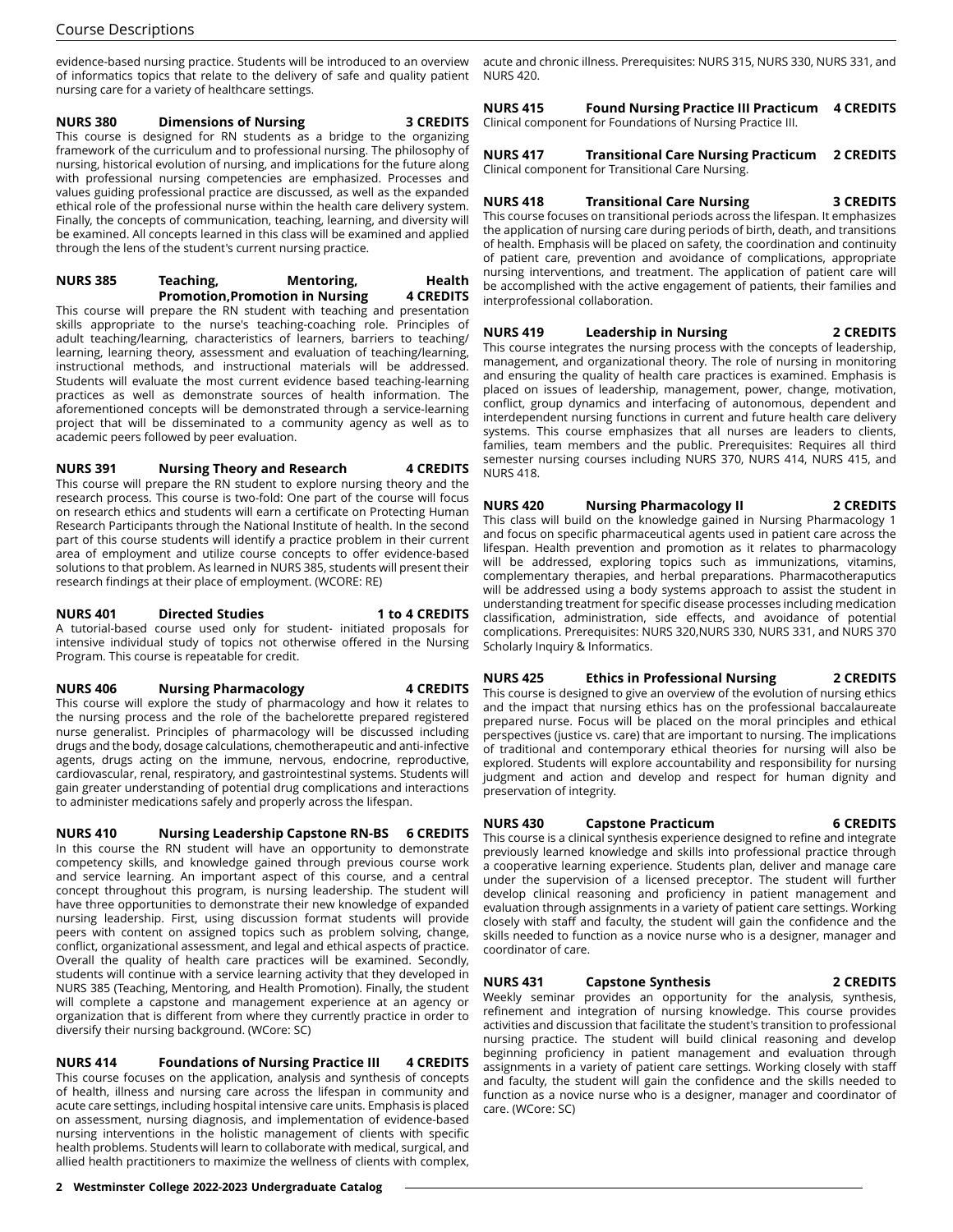evidence-based nursing practice. Students will be introduced to an overview of informatics topics that relate to the delivery of safe and quality patient nursing care for a variety of healthcare settings.

**NURS 380 Dimensions of Nursing 3 CREDITS**

This course is designed for RN students as a bridge to the organizing framework of the curriculum and to professional nursing. The philosophy of nursing, historical evolution of nursing, and implications for the future along with professional nursing competencies are emphasized. Processes and values guiding professional practice are discussed, as well as the expanded ethical role of the professional nurse within the health care delivery system. Finally, the concepts of communication, teaching, learning, and diversity will be examined. All concepts learned in this class will be examined and applied through the lens of the student's current nursing practice.

**NURS 385 Teaching, Mentoring, Health Promotion,Promotion in Nursing 4 CREDITS**

This course will prepare the RN student with teaching and presentation skills appropriate to the nurse's teaching-coaching role. Principles of adult teaching/learning, characteristics of learners, barriers to teaching/learning, learning theory, assessment and evaluation of teaching/learning, instructional methods, and instructional materials will be addressed. Students will evaluate the most current evidence based teaching-learning practices as well as demonstrate sources of health information. The aforementioned concepts will be demonstrated through a service-learning project that will be disseminated to a community agency as well as to academic peers followed by peer evaluation.

**NURS 391 Nursing Theory and Research 4 CREDITS**

This course will prepare the RN student to explore nursing theory and the research process. This course is two-fold: One part of the course will focus on research ethics and students will earn a certificate on Protecting Human Research Participants through the National Institute of health. In the second part of this course students will identify a practice problem in their current area of employment and utilize course concepts to offer evidence-based solutions to that problem. As learned in NURS 385, students will present their research findings at their place of employment. (WCORE: RE)

**NURS 401 Directed Studies 1 to 4 CREDITS**

A tutorial-based course used only for student- initiated proposals for intensive individual study of topics not otherwise offered in the Nursing Program. This course is repeatable for credit.

**NURS 406 Nursing Pharmacology 4 CREDITS**

This course will explore the study of pharmacology and how it relates to the nursing process and the role of the bachelorette prepared registered nurse generalist. Principles of pharmacology will be discussed including drugs and the body, dosage calculations, chemotherapeutic and anti-infective agents, drugs acting on the immune, nervous, endocrine, reproductive, cardiovascular, renal, respiratory, and gastrointestinal systems. Students will gain greater understanding of potential drug complications and interactions to administer medications safely and properly across the lifespan.

**NURS 410 Nursing Leadership Capstone RN-BS 6 CREDITS**

In this course the RN student will have an opportunity to demonstrate competency skills, and knowledge gained through previous course work and service learning. An important aspect of this course, and a central concept throughout this program, is nursing leadership. The student will have three opportunities to demonstrate their new knowledge of expanded nursing leadership. First, using discussion format students will provide peers with content on assigned topics such as problem solving, change, conflict, organizational assessment, and legal and ethical aspects of practice. Overall the quality of health care practices will be examined. Secondly, students will continue with a service learning activity that they developed in NURS 385 (Teaching, Mentoring, and Health Promotion). Finally, the student will complete a capstone and management experience at an agency or organization that is different from where they currently practice in order to diversify their nursing background. (WCore: SC)

**NURS 414 Foundations of Nursing Practice III 4 CREDITS**

This course focuses on the application, analysis and synthesis of concepts of health, illness and nursing care across the lifespan in community and acute care settings, including hospital intensive care units. Emphasis is placed on assessment, nursing diagnosis, and implementation of evidence-based nursing interventions in the holistic management of clients with specific health problems. Students will learn to collaborate with medical, surgical, and allied health practitioners to maximize the wellness of clients with complex, acute and chronic illness. Prerequisites: NURS 315, NURS 330, NURS 331, and NURS 420.

**NURS 415 Found Nursing Practice III Practicum 4 CREDITS**

Clinical component for Foundations of Nursing Practice III.

**NURS 417 Transitional Care Nursing Practicum 2 CREDITS**

Clinical component for Transitional Care Nursing.

**NURS 418 Transitional Care Nursing 3 CREDITS**

This course focuses on transitional periods across the lifespan. It emphasizes the application of nursing care during periods of birth, death, and transitions of health. Emphasis will be placed on safety, the coordination and continuity of patient care, prevention and avoidance of complications, appropriate nursing interventions, and treatment. The application of patient care will be accomplished with the active engagement of patients, their families and interprofessional collaboration.

**NURS 419 Leadership in Nursing 2 CREDITS**

This course integrates the nursing process with the concepts of leadership, management, and organizational theory. The role of nursing in monitoring and ensuring the quality of health care practices is examined. Emphasis is placed on issues of leadership, management, power, change, motivation, conflict, group dynamics and interfacing of autonomous, dependent and interdependent nursing functions in current and future health care delivery systems. This course emphasizes that all nurses are leaders to clients, families, team members and the public. Prerequisites: Requires all third semester nursing courses including NURS 370, NURS 414, NURS 415, and NURS 418.

**NURS 420 Nursing Pharmacology II 2 CREDITS**

This class will build on the knowledge gained in Nursing Pharmacology 1 and focus on specific pharmaceutical agents used in patient care across the lifespan. Health prevention and promotion as it relates to pharmacology will be addressed, exploring topics such as immunizations, vitamins, complementary therapies, and herbal preparations. Pharmacotherapeutics will be addressed using a body systems approach to assist the student in understanding treatment for specific disease processes including medication classification, administration, side effects, and avoidance of potential complications. Prerequisites: NURS 320,NURS 330, NURS 331, and NURS 370 Scholarly Inquiry & Informatics.

**NURS 425 Ethics in Professional Nursing 2 CREDITS**

This course is designed to give an overview of the evolution of nursing ethics and the impact that nursing ethics has on the professional baccalaureate prepared nurse. Focus will be placed on the moral principles and ethical perspectives (justice vs. care) that are important to nursing. The implications of traditional and contemporary ethical theories for nursing will also be explored. Students will explore accountability and responsibility for nursing judgment and action and develop and respect for human dignity and preservation of integrity.

**NURS 430 Capstone Practicum 6 CREDITS**

This course is a clinical synthesis experience designed to refine and integrate previously learned knowledge and skills into professional practice through a cooperative learning experience. Students plan, deliver and manage care under the supervision of a licensed preceptor. The student will further develop clinical reasoning and proficiency in patient management and evaluation through assignments in a variety of patient care settings. Working closely with staff and faculty, the student will gain the confidence and the skills needed to function as a novice nurse who is a designer, manager and coordinator of care.

**NURS 431 Capstone Synthesis 2 CREDITS**

Weekly seminar provides an opportunity for the analysis, synthesis, refinement and integration of nursing knowledge. This course provides activities and discussion that facilitate the student's transition to professional nursing practice. The student will build clinical reasoning and develop beginning proficiency in patient management and evaluation through assignments in a variety of patient care settings. Working closely with staff and faculty, the student will gain the confidence and the skills needed to function as a novice nurse who is a designer, manager and coordinator of care. (WCore: SC)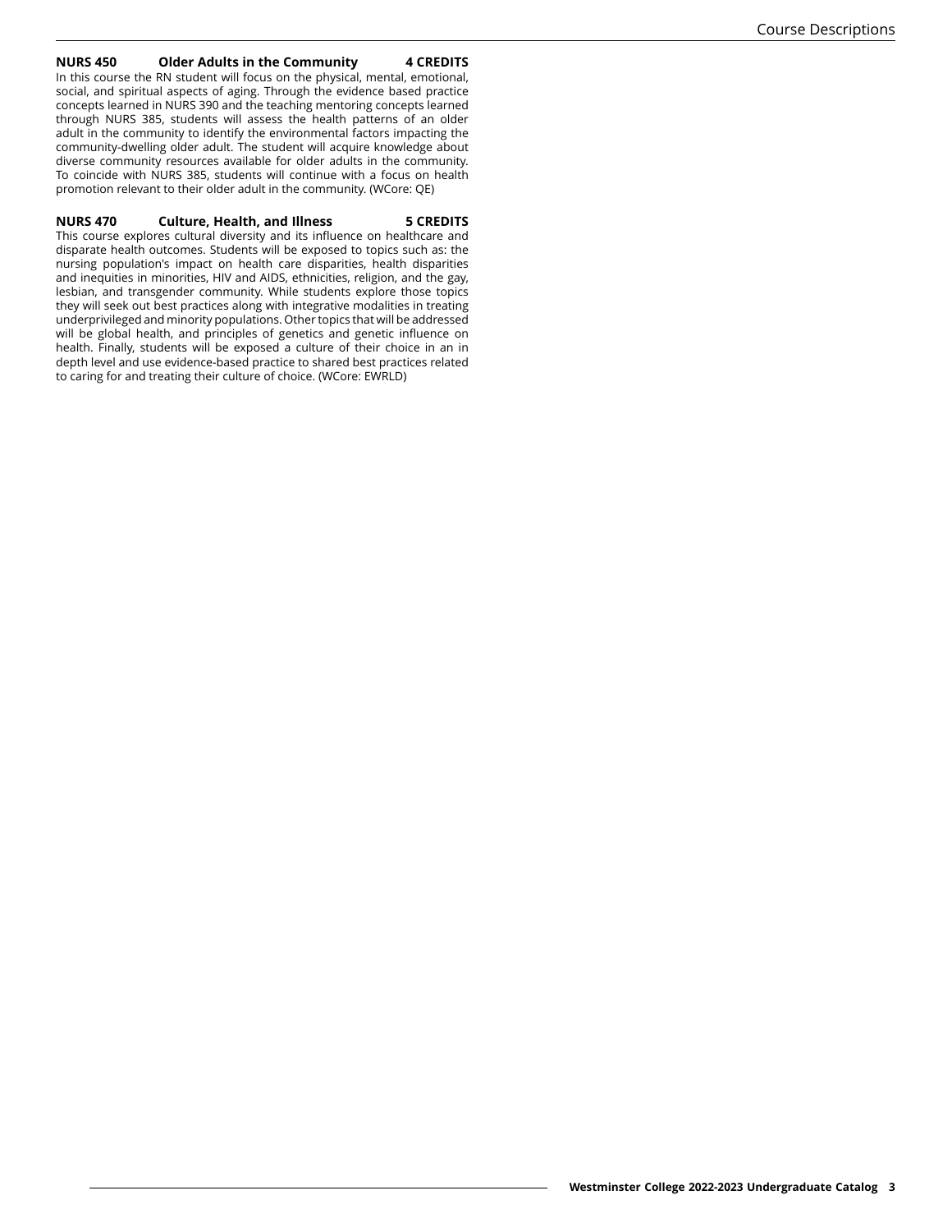**NURS 450 Older Adults in the Community 4 CREDITS**

In this course the RN student will focus on the physical, mental, emotional, social, and spiritual aspects of aging. Through the evidence based practice concepts learned in NURS 390 and the teaching mentoring concepts learned through NURS 385, students will assess the health patterns of an older adult in the community to identify the environmental factors impacting the community-dwelling older adult. The student will acquire knowledge about diverse community resources available for older adults in the community. To coincide with NURS 385, students will continue with a focus on health promotion relevant to their older adult in the community. (WCore: QE)

**NURS 470 Culture, Health, and Illness 5 CREDITS**

This course explores cultural diversity and its influence on healthcare and disparate health outcomes. Students will be exposed to topics such as: the nursing population's impact on health care disparities, health disparities and inequities in minorities, HIV and AIDS, ethnicities, religion, and the gay, lesbian, and transgender community. While students explore those topics they will seek out best practices along with integrative modalities in treating underprivileged and minority populations. Other topics that will be addressed will be global health, and principles of genetics and genetic influence on health. Finally, students will be exposed a culture of their choice in an in depth level and use evidence-based practice to shared best practices related to caring for and treating their culture of choice. (WCore: EWRLD)